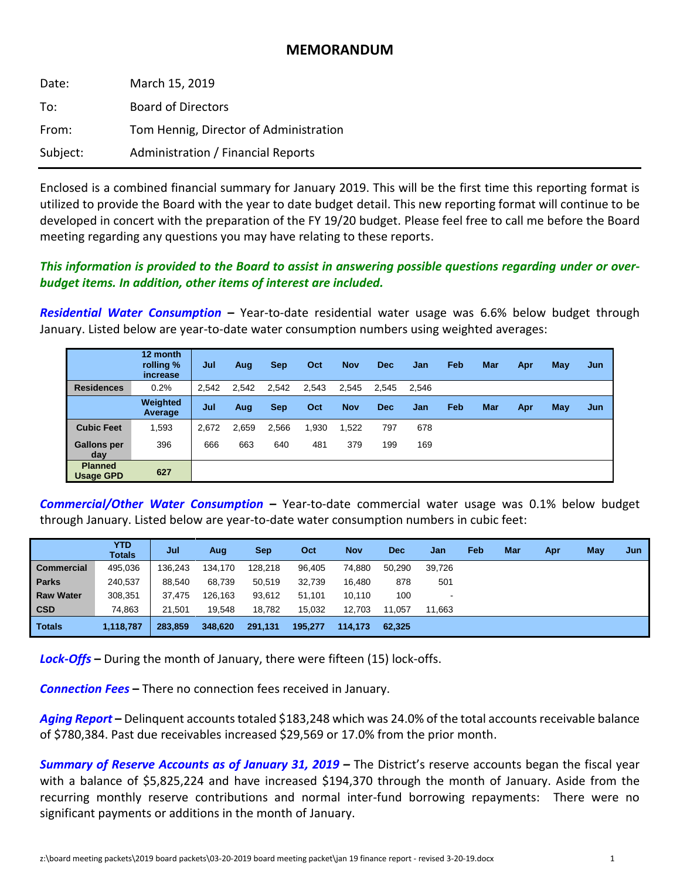# MEMORANDUM

Date: March 15, 2019

To: Board of Directors

From: Tom Hennig, Director of Administration

Subject: Administration / Financial Reports

---

Enclosed is a combined financial summary for January 2019. This will be the first time this reporting format is utilized to provide the Board with the year to date budget detail. This new reporting format will continue to be developed in concert with the preparation of the FY 19/20 budget. Please feel free to call me before the Board meeting regarding any questions you may have relating to these reports.

***This information is provided to the Board to assist in answering possible questions regarding under or over-budget items. In addition, other items of interest are included.***

***Residential Water Consumption*** **–** Year-to-date residential water usage was 6.6% below budget through January. Listed below are year-to-date water consumption numbers using weighted averages:

| | 12 month rolling % increase | Jul | Aug | Sep | Oct | Nov | Dec | Jan | Feb | Mar | Apr | May | Jun |
|---|---|---|---|---|---|---|---|---|---|---|---|---|---|
| **Residences** | 0.2% | 2,542 | 2,542 | 2,542 | 2,543 | 2,545 | 2,545 | 2,546 | | | | | |
| | **Weighted Average** | **Jul** | **Aug** | **Sep** | **Oct** | **Nov** | **Dec** | **Jan** | **Feb** | **Mar** | **Apr** | **May** | **Jun** |
| **Cubic Feet** | 1,593 | 2,672 | 2,659 | 2,566 | 1,930 | 1,522 | 797 | 678 | | | | | |
| **Gallons per day** | 396 | 666 | 663 | 640 | 481 | 379 | 199 | 169 | | | | | |
| **Planned Usage GPD** | **627** | | | | | | | | | | | | |

***Commercial/Other Water Consumption*** **–** Year-to-date commercial water usage was 0.1% below budget through January. Listed below are year-to-date water consumption numbers in cubic feet:

| | YTD Totals | Jul | Aug | Sep | Oct | Nov | Dec | Jan | Feb | Mar | Apr | May | Jun |
|---|---|---|---|---|---|---|---|---|---|---|---|---|---|
| **Commercial** | 495,036 | 136,243 | 134,170 | 128,218 | 96,405 | 74,880 | 50,290 | 39,726 | | | | | |
| **Parks** | 240,537 | 88,540 | 68,739 | 50,519 | 32,739 | 16,480 | 878 | 501 | | | | | |
| **Raw Water** | 308,351 | 37,475 | 126,163 | 93,612 | 51,101 | 10,110 | 100 | - | | | | | |
| **CSD** | 74,863 | 21,501 | 19,548 | 18,782 | 15,032 | 12,703 | 11,057 | 11,663 | | | | | |
| **Totals** | **1,118,787** | **283,859** | **348,620** | **291,131** | **195,277** | **114,173** | **62,325** | | | | | | |

***Lock-Offs*** **–** During the month of January, there were fifteen (15) lock-offs.

***Connection Fees*** **–** There no connection fees received in January.

***Aging Report*** **–** Delinquent accounts totaled $183,248 which was 24.0% of the total accounts receivable balance of $780,384. Past due receivables increased $29,569 or 17.0% from the prior month.

***Summary of Reserve Accounts as of January 31, 2019*** **–** The District's reserve accounts began the fiscal year with a balance of $5,825,224 and have increased $194,370 through the month of January. Aside from the recurring monthly reserve contributions and normal inter-fund borrowing repayments: There were no significant payments or additions in the month of January.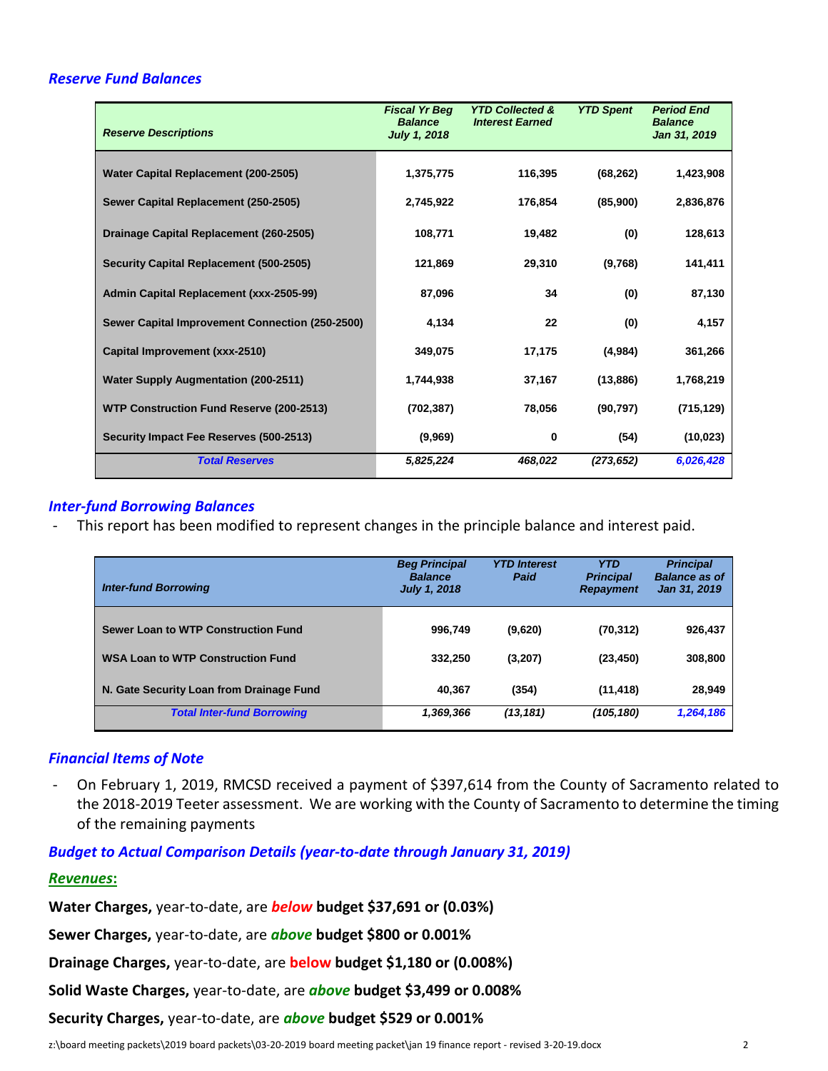## *Reserve Fund Balances*

| *Reserve Descriptions* | *Fiscal Yr Beg Balance July 1, 2018* | *YTD Collected & Interest Earned* | *YTD Spent* | *Period End Balance Jan 31, 2019* |
|---|---|---|---|---|
| **Water Capital Replacement (200-2505)** | **1,375,775** | **116,395** | **(68,262)** | **1,423,908** |
| **Sewer Capital Replacement (250-2505)** | **2,745,922** | **176,854** | **(85,900)** | **2,836,876** |
| **Drainage Capital Replacement (260-2505)** | **108,771** | **19,482** | **(0)** | **128,613** |
| **Security Capital Replacement (500-2505)** | **121,869** | **29,310** | **(9,768)** | **141,411** |
| **Admin Capital Replacement (xxx-2505-99)** | **87,096** | **34** | **(0)** | **87,130** |
| **Sewer Capital Improvement Connection (250-2500)** | **4,134** | **22** | **(0)** | **4,157** |
| **Capital Improvement (xxx-2510)** | **349,075** | **17,175** | **(4,984)** | **361,266** |
| **Water Supply Augmentation (200-2511)** | **1,744,938** | **37,167** | **(13,886)** | **1,768,219** |
| **WTP Construction Fund Reserve (200-2513)** | **(702,387)** | **78,056** | **(90,797)** | **(715,129)** |
| **Security Impact Fee Reserves (500-2513)** | **(9,969)** | **0** | **(54)** | **(10,023)** |
| ***Total Reserves*** | ***5,825,224*** | ***468,022*** | ***(273,652)*** | ***6,026,428*** |

## *Inter-fund Borrowing Balances*

- This report has been modified to represent changes in the principle balance and interest paid.

| *Inter-fund Borrowing* | *Beg Principal Balance July 1, 2018* | *YTD Interest Paid* | *YTD Principal Repayment* | *Principal Balance as of Jan 31, 2019* |
|---|---|---|---|---|
| **Sewer Loan to WTP Construction Fund** | **996,749** | **(9,620)** | **(70,312)** | **926,437** |
| **WSA Loan to WTP Construction Fund** | **332,250** | **(3,207)** | **(23,450)** | **308,800** |
| **N. Gate Security Loan from Drainage Fund** | **40,367** | **(354)** | **(11,418)** | **28,949** |
| ***Total Inter-fund Borrowing*** | ***1,369,366*** | ***(13,181)*** | ***(105,180)*** | ***1,264,186*** |

## *Financial Items of Note*

- On February 1, 2019, RMCSD received a payment of $397,614 from the County of Sacramento related to the 2018-2019 Teeter assessment. We are working with the County of Sacramento to determine the timing of the remaining payments

## *Budget to Actual Comparison Details (year-to-date through January 31, 2019)*

### ***Revenues*:**

**Water Charges,** year-to-date, are ***below*** **budget $37,691 or (0.03%)**

**Sewer Charges,** year-to-date, are ***above*** **budget $800 or 0.001%**

**Drainage Charges,** year-to-date, are **below** **budget $1,180 or (0.008%)**

**Solid Waste Charges,** year-to-date, are ***above*** **budget $3,499 or 0.008%**

**Security Charges,** year-to-date, are ***above*** **budget $529 or 0.001%**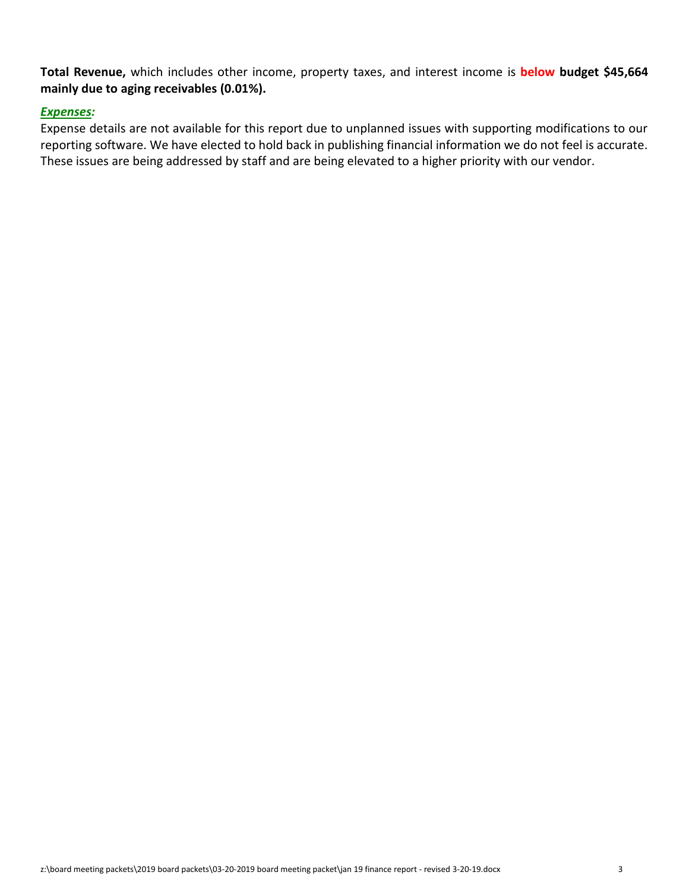**Total Revenue,** which includes other income, property taxes, and interest income is **below budget $45,664 mainly due to aging receivables (0.01%).**

***Expenses:***

Expense details are not available for this report due to unplanned issues with supporting modifications to our reporting software. We have elected to hold back in publishing financial information we do not feel is accurate. These issues are being addressed by staff and are being elevated to a higher priority with our vendor.